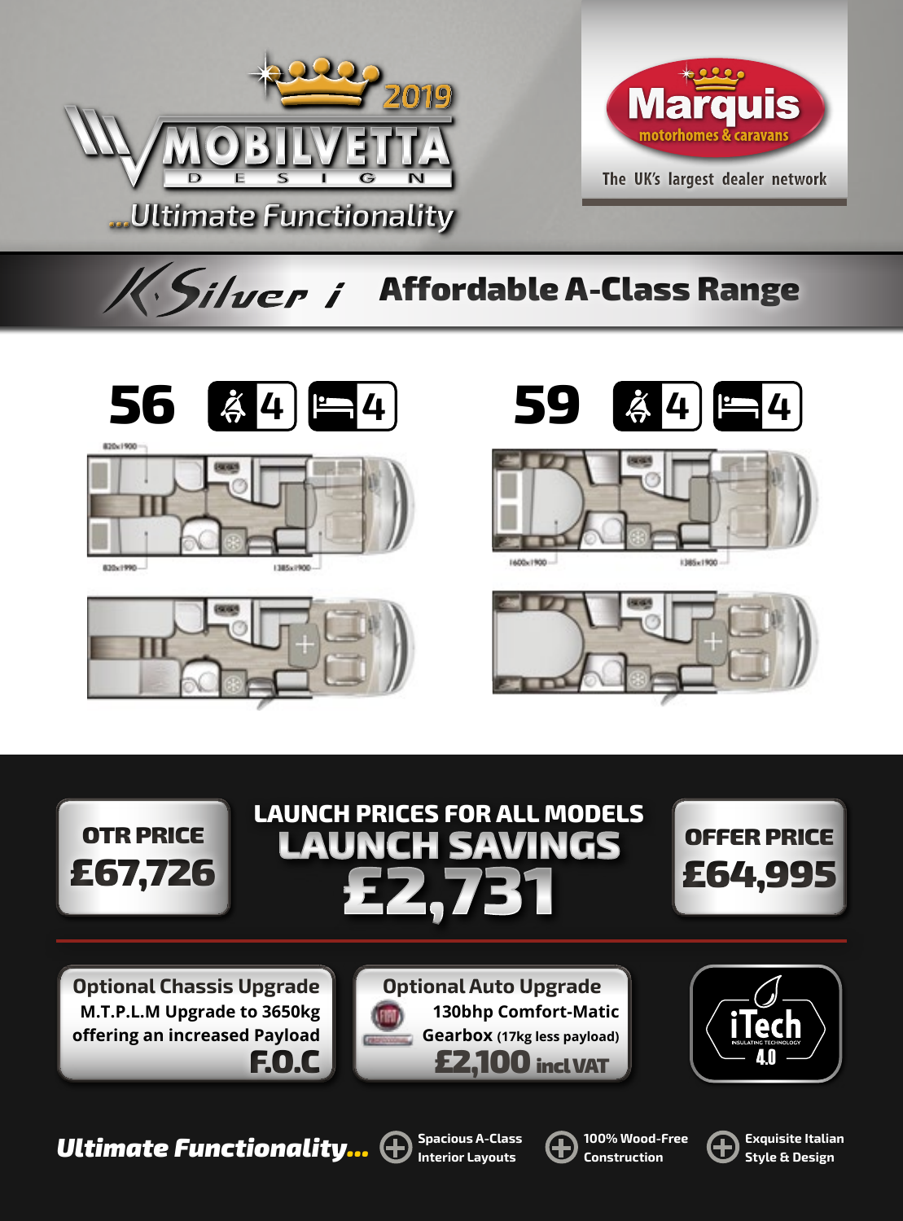# MOBILVETTA DESIGN 2019

*...Ultimate Functionality*

**Marquis** motorhomes & caravans

The UK's largest dealer network

## K-Silver i — Affordable A-Class Range

**56** — Seats: 4 | Berths: 4

820x1900

820x1990

1385x1900

**59** — Seats: 4 | Berths: 4

1600x1900

1385x1900

**LAUNCH PRICES FOR ALL MODELS**

| OTR PRICE | LAUNCH SAVINGS | OFFER PRICE |
|---|---|---|
| £67,726 | £2,731 | £64,995 |

**Optional Chassis Upgrade**
M.T.P.L.M Upgrade to 3650kg offering an increased Payload
**F.O.C**

**Optional Auto Upgrade**
130bhp Comfort-Matic Gearbox (17kg less payload)
**£2,100 incl VAT**

iTech Insulating Technology 4.0

***Ultimate Functionality...***

- Spacious A-Class Interior Layouts
- 100% Wood-Free Construction
- Exquisite Italian Style & Design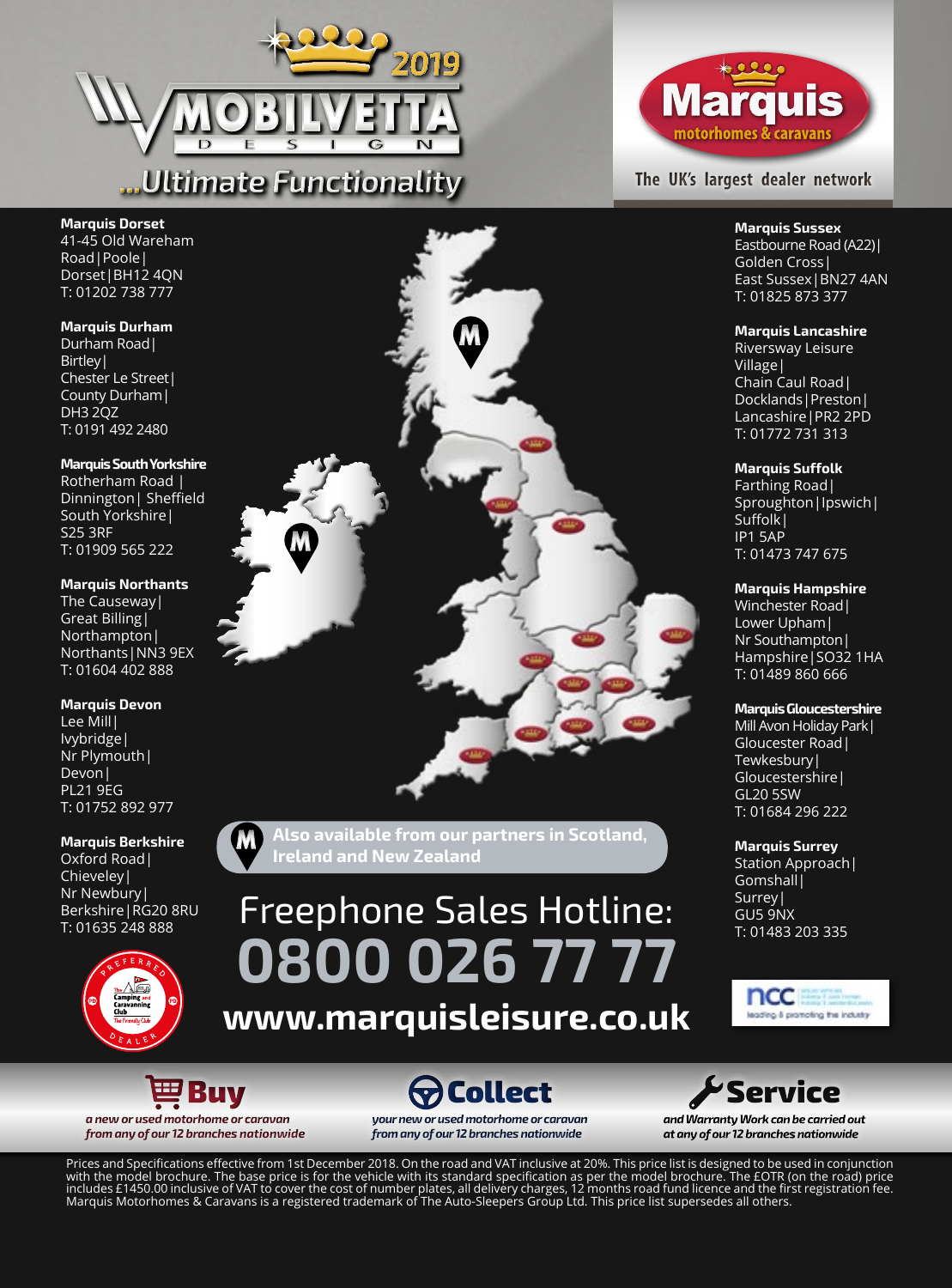2019 MOBILVETTA DESIGN

...Ultimate Functionality

Marquis motorhomes & caravans

The UK's largest dealer network

**Marquis Dorset**
41-45 Old Wareham Road | Poole | Dorset | BH12 4QN
T: 01202 738 777

**Marquis Durham**
Durham Road | Birtley | Chester Le Street | County Durham | DH3 2QZ
T: 0191 492 2480

**Marquis South Yorkshire**
Rotherham Road | Dinnington | Sheffield South Yorkshire | S25 3RF
T: 01909 565 222

**Marquis Northants**
The Causeway | Great Billing | Northampton | Northants | NN3 9EX
T: 01604 402 888

**Marquis Devon**
Lee Mill | Ivybridge | Nr Plymouth | Devon | PL21 9EG
T: 01752 892 977

**Marquis Berkshire**
Oxford Road | Chieveley | Nr Newbury | Berkshire | RG20 8RU
T: 01635 248 888

**Marquis Sussex**
Eastbourne Road (A22) | Golden Cross | East Sussex | BN27 4AN
T: 01825 873 377

**Marquis Lancashire**
Riversway Leisure Village | Chain Caul Road | Docklands | Preston | Lancashire | PR2 2PD
T: 01772 731 313

**Marquis Suffolk**
Farthing Road | Sproughton | Ipswich | Suffolk | IP1 5AP
T: 01473 747 675

**Marquis Hampshire**
Winchester Road | Lower Upham | Nr Southampton | Hampshire | SO32 1HA
T: 01489 860 666

**Marquis Gloucestershire**
Mill Avon Holiday Park | Gloucester Road | Tewkesbury | Gloucestershire | GL20 5SW
T: 01684 296 222

**Marquis Surrey**
Station Approach | Gomshall | Surrey | GU5 9NX
T: 01483 203 335

**Also available from our partners in Scotland, Ireland and New Zealand**

Freephone Sales Hotline:
**0800 026 77 77**
**www.marquisleisure.co.uk**

**Buy** *a new or used motorhome or caravan from any of our 12 branches nationwide*

**Collect** *your new or used motorhome or caravan from any of our 12 branches nationwide*

**Service** *and Warranty Work can be carried out at any of our 12 branches nationwide*

Prices and Specifications effective from 1st December 2018. On the road and VAT inclusive at 20%. This price list is designed to be used in conjunction with the model brochure. The base price is for the vehicle with its standard specification as per the model brochure. The £OTR (on the road) price includes £1450.00 inclusive of VAT to cover the cost of number plates, all delivery charges, 12 months road fund licence and the first registration fee. Marquis Motorhomes & Caravans is a registered trademark of The Auto-Sleepers Group Ltd. This price list supersedes all others.